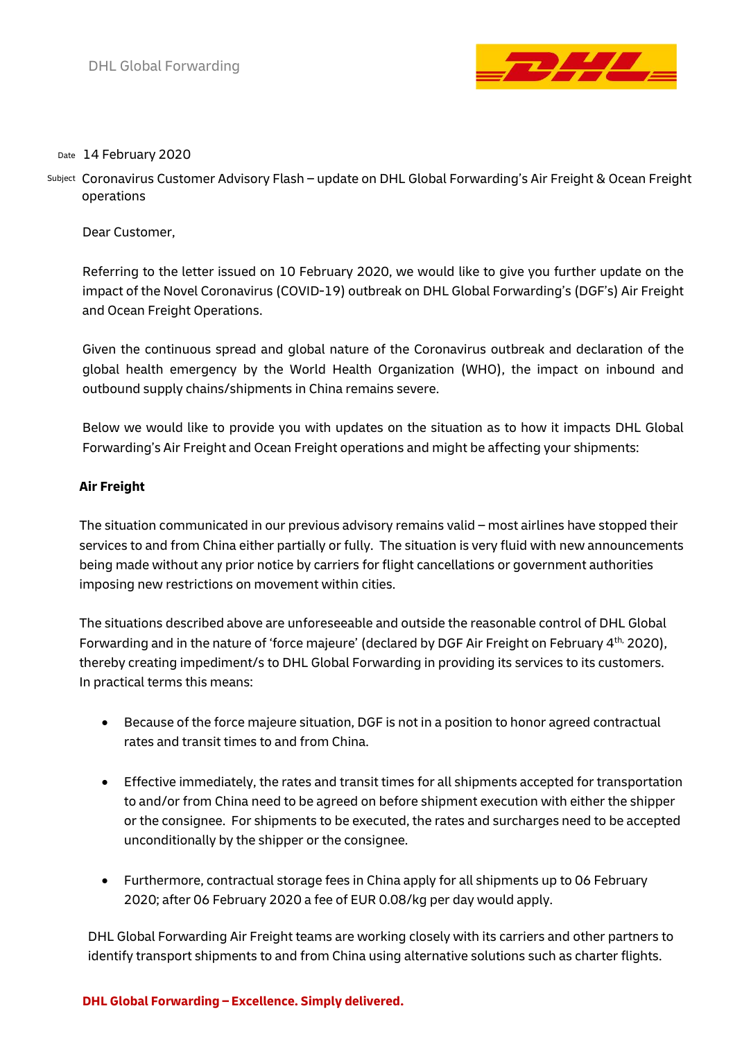DHL Global Forwarding

Date 14 February 2020

Subject Coronavirus Customer Advisory Flash – update on DHL Global Forwarding's Air Freight & Ocean Freight operations

Dear Customer,

Referring to the letter issued on 10 February 2020, we would like to give you further update on the impact of the Novel Coronavirus (COVID-19) outbreak on DHL Global Forwarding's (DGF's) Air Freight and Ocean Freight Operations.

Given the continuous spread and global nature of the Coronavirus outbreak and declaration of the global health emergency by the World Health Organization (WHO), the impact on inbound and outbound supply chains/shipments in China remains severe.

Below we would like to provide you with updates on the situation as to how it impacts DHL Global Forwarding's Air Freight and Ocean Freight operations and might be affecting your shipments:

**Air Freight**

The situation communicated in our previous advisory remains valid – most airlines have stopped their services to and from China either partially or fully. The situation is very fluid with new announcements being made without any prior notice by carriers for flight cancellations or government authorities imposing new restrictions on movement within cities.

The situations described above are unforeseeable and outside the reasonable control of DHL Global Forwarding and in the nature of 'force majeure' (declared by DGF Air Freight on February 4th, 2020), thereby creating impediment/s to DHL Global Forwarding in providing its services to its customers. In practical terms this means:

- Because of the force majeure situation, DGF is not in a position to honor agreed contractual rates and transit times to and from China.
- Effective immediately, the rates and transit times for all shipments accepted for transportation to and/or from China need to be agreed on before shipment execution with either the shipper or the consignee. For shipments to be executed, the rates and surcharges need to be accepted unconditionally by the shipper or the consignee.
- Furthermore, contractual storage fees in China apply for all shipments up to 06 February 2020; after 06 February 2020 a fee of EUR 0.08/kg per day would apply.

DHL Global Forwarding Air Freight teams are working closely with its carriers and other partners to identify transport shipments to and from China using alternative solutions such as charter flights.

**DHL Global Forwarding – Excellence. Simply delivered.**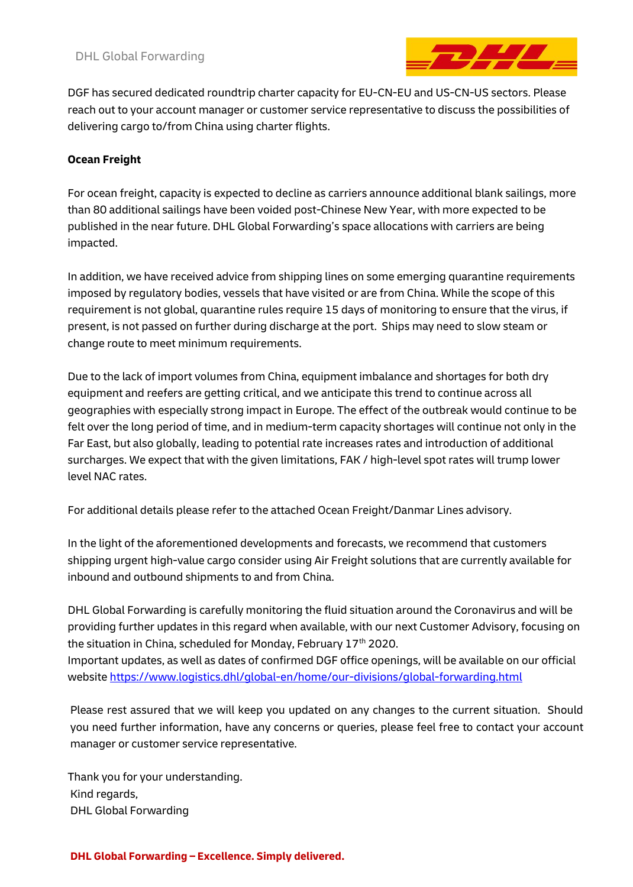DGF has secured dedicated roundtrip charter capacity for EU-CN-EU and US-CN-US sectors. Please reach out to your account manager or customer service representative to discuss the possibilities of delivering cargo to/from China using charter flights.

**Ocean Freight**

For ocean freight, capacity is expected to decline as carriers announce additional blank sailings, more than 80 additional sailings have been voided post-Chinese New Year, with more expected to be published in the near future. DHL Global Forwarding's space allocations with carriers are being impacted.

In addition, we have received advice from shipping lines on some emerging quarantine requirements imposed by regulatory bodies, vessels that have visited or are from China. While the scope of this requirement is not global, quarantine rules require 15 days of monitoring to ensure that the virus, if present, is not passed on further during discharge at the port. Ships may need to slow steam or change route to meet minimum requirements.

Due to the lack of import volumes from China, equipment imbalance and shortages for both dry equipment and reefers are getting critical, and we anticipate this trend to continue across all geographies with especially strong impact in Europe. The effect of the outbreak would continue to be felt over the long period of time, and in medium-term capacity shortages will continue not only in the Far East, but also globally, leading to potential rate increases rates and introduction of additional surcharges. We expect that with the given limitations, FAK / high-level spot rates will trump lower level NAC rates.

For additional details please refer to the attached Ocean Freight/Danmar Lines advisory.

In the light of the aforementioned developments and forecasts, we recommend that customers shipping urgent high-value cargo consider using Air Freight solutions that are currently available for inbound and outbound shipments to and from China.

DHL Global Forwarding is carefully monitoring the fluid situation around the Coronavirus and will be providing further updates in this regard when available, with our next Customer Advisory, focusing on the situation in China, scheduled for Monday, February 17th 2020.
Important updates, as well as dates of confirmed DGF office openings, will be available on our official website https://www.logistics.dhl/global-en/home/our-divisions/global-forwarding.html

Please rest assured that we will keep you updated on any changes to the current situation. Should you need further information, have any concerns or queries, please feel free to contact your account manager or customer service representative.

Thank you for your understanding.
Kind regards,
DHL Global Forwarding

**DHL Global Forwarding – Excellence. Simply delivered.**